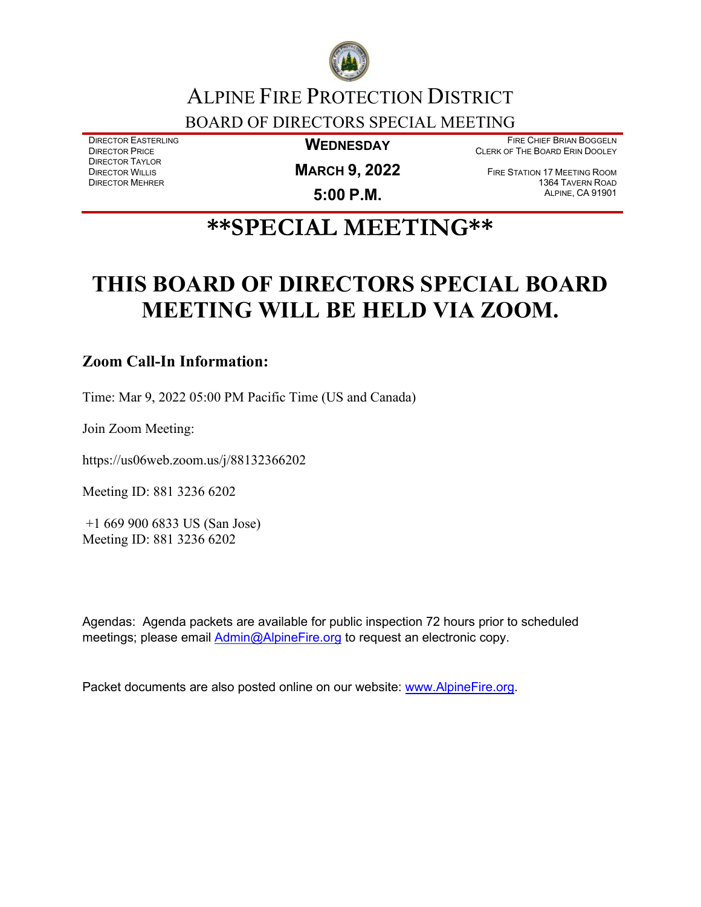# ALPINE FIRE PROTECTION DISTRICT

## BOARD OF DIRECTORS SPECIAL MEETING

DIRECTOR EASTERLING
DIRECTOR PRICE
DIRECTOR TAYLOR
DIRECTOR WILLIS
DIRECTOR MEHRER

**WEDNESDAY**

**MARCH 9, 2022**

**5:00 P.M.**

FIRE CHIEF BRIAN BOGGELN
CLERK OF THE BOARD ERIN DOOLEY

FIRE STATION 17 MEETING ROOM
1364 TAVERN ROAD
ALPINE, CA 91901

# **SPECIAL MEETING**

# THIS BOARD OF DIRECTORS SPECIAL BOARD MEETING WILL BE HELD VIA ZOOM.

### Zoom Call-In Information:

Time: Mar 9, 2022 05:00 PM Pacific Time (US and Canada)

Join Zoom Meeting:

https://us06web.zoom.us/j/88132366202

Meeting ID: 881 3236 6202

+1 669 900 6833 US (San Jose)
Meeting ID: 881 3236 6202

Agendas: Agenda packets are available for public inspection 72 hours prior to scheduled meetings; please email Admin@AlpineFire.org to request an electronic copy.

Packet documents are also posted online on our website: www.AlpineFire.org.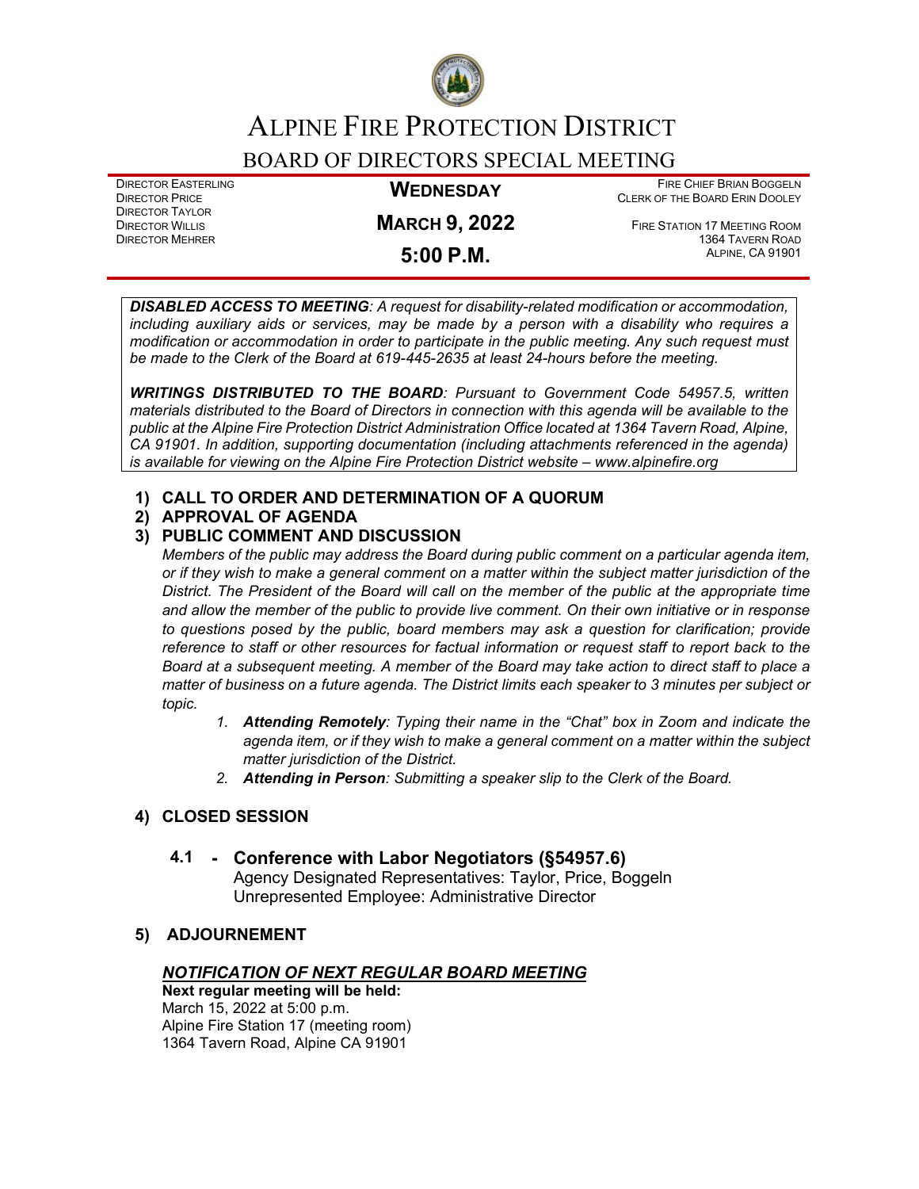# ALPINE FIRE PROTECTION DISTRICT

## BOARD OF DIRECTORS SPECIAL MEETING

DIRECTOR EASTERLING
DIRECTOR PRICE
DIRECTOR TAYLOR
DIRECTOR WILLIS
DIRECTOR MEHRER

**WEDNESDAY**

**MARCH 9, 2022**

**5:00 P.M.**

FIRE CHIEF BRIAN BOGGELN
CLERK OF THE BOARD ERIN DOOLEY

FIRE STATION 17 MEETING ROOM
1364 TAVERN ROAD
ALPINE, CA 91901

***DISABLED ACCESS TO MEETING****: A request for disability-related modification or accommodation, including auxiliary aids or services, may be made by a person with a disability who requires a modification or accommodation in order to participate in the public meeting. Any such request must be made to the Clerk of the Board at 619-445-2635 at least 24-hours before the meeting.*

***WRITINGS DISTRIBUTED TO THE BOARD****: Pursuant to Government Code 54957.5, written materials distributed to the Board of Directors in connection with this agenda will be available to the public at the Alpine Fire Protection District Administration Office located at 1364 Tavern Road, Alpine, CA 91901. In addition, supporting documentation (including attachments referenced in the agenda) is available for viewing on the Alpine Fire Protection District website – www.alpinefire.org*

1) **CALL TO ORDER AND DETERMINATION OF A QUORUM**
2) **APPROVAL OF AGENDA**
3) **PUBLIC COMMENT AND DISCUSSION**

   *Members of the public may address the Board during public comment on a particular agenda item, or if they wish to make a general comment on a matter within the subject matter jurisdiction of the District. The President of the Board will call on the member of the public at the appropriate time and allow the member of the public to provide live comment. On their own initiative or in response to questions posed by the public, board members may ask a question for clarification; provide reference to staff or other resources for factual information or request staff to report back to the Board at a subsequent meeting. A member of the Board may take action to direct staff to place a matter of business on a future agenda. The District limits each speaker to 3 minutes per subject or topic.*

   1. ***Attending Remotely****: Typing their name in the "Chat" box in Zoom and indicate the agenda item, or if they wish to make a general comment on a matter within the subject matter jurisdiction of the District.*
   2. ***Attending in Person****: Submitting a speaker slip to the Clerk of the Board.*

4) **CLOSED SESSION**

   **4.1 - Conference with Labor Negotiators (§54957.6)**
   Agency Designated Representatives: Taylor, Price, Boggeln
   Unrepresented Employee: Administrative Director

5) **ADJOURNEMENT**

***NOTIFICATION OF NEXT REGULAR BOARD MEETING***

**Next regular meeting will be held:**
March 15, 2022 at 5:00 p.m.
Alpine Fire Station 17 (meeting room)
1364 Tavern Road, Alpine CA 91901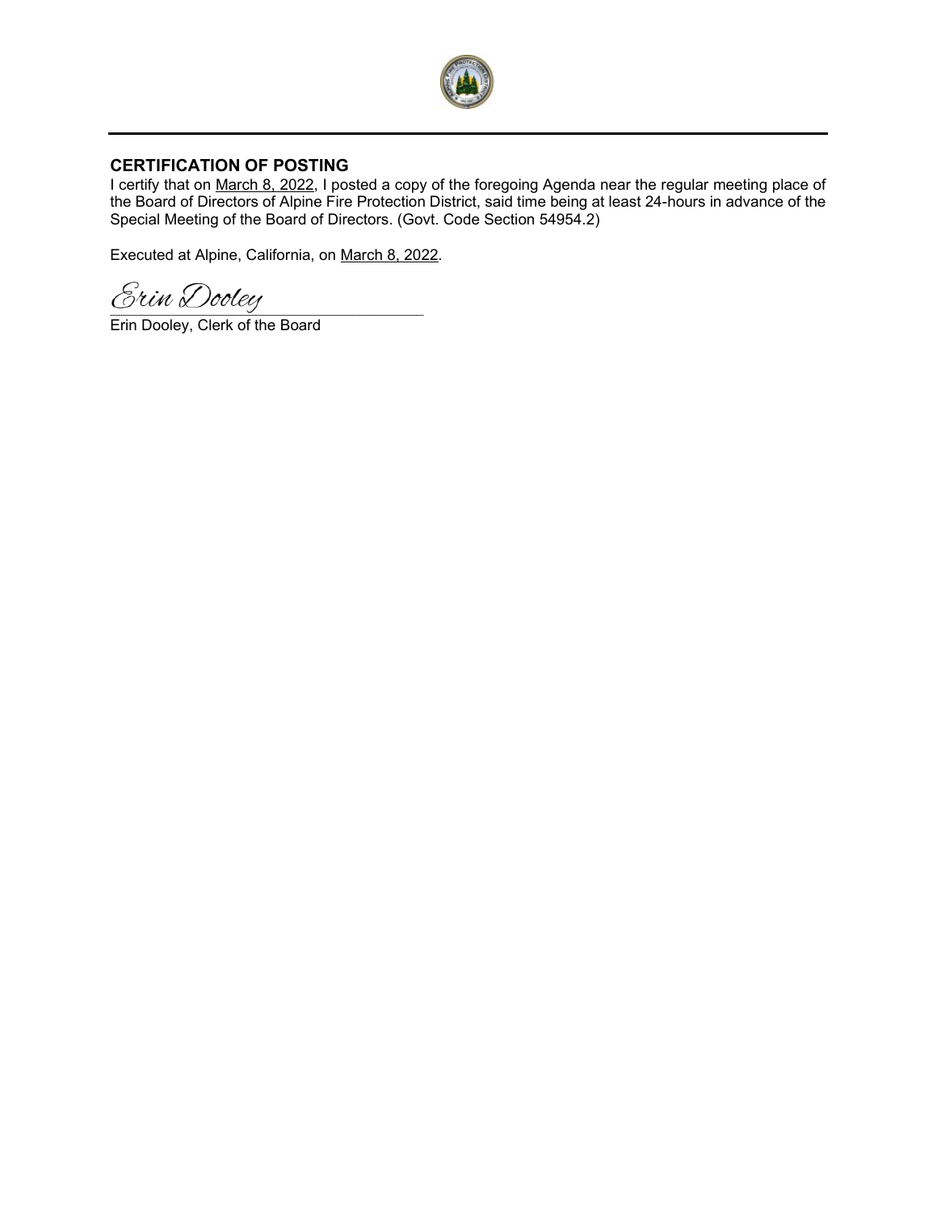## CERTIFICATION OF POSTING

I certify that on March 8, 2022, I posted a copy of the foregoing Agenda near the regular meeting place of the Board of Directors of Alpine Fire Protection District, said time being at least 24-hours in advance of the Special Meeting of the Board of Directors. (Govt. Code Section 54954.2)

Executed at Alpine, California, on March 8, 2022.

*Erin Dooley*

Erin Dooley, Clerk of the Board